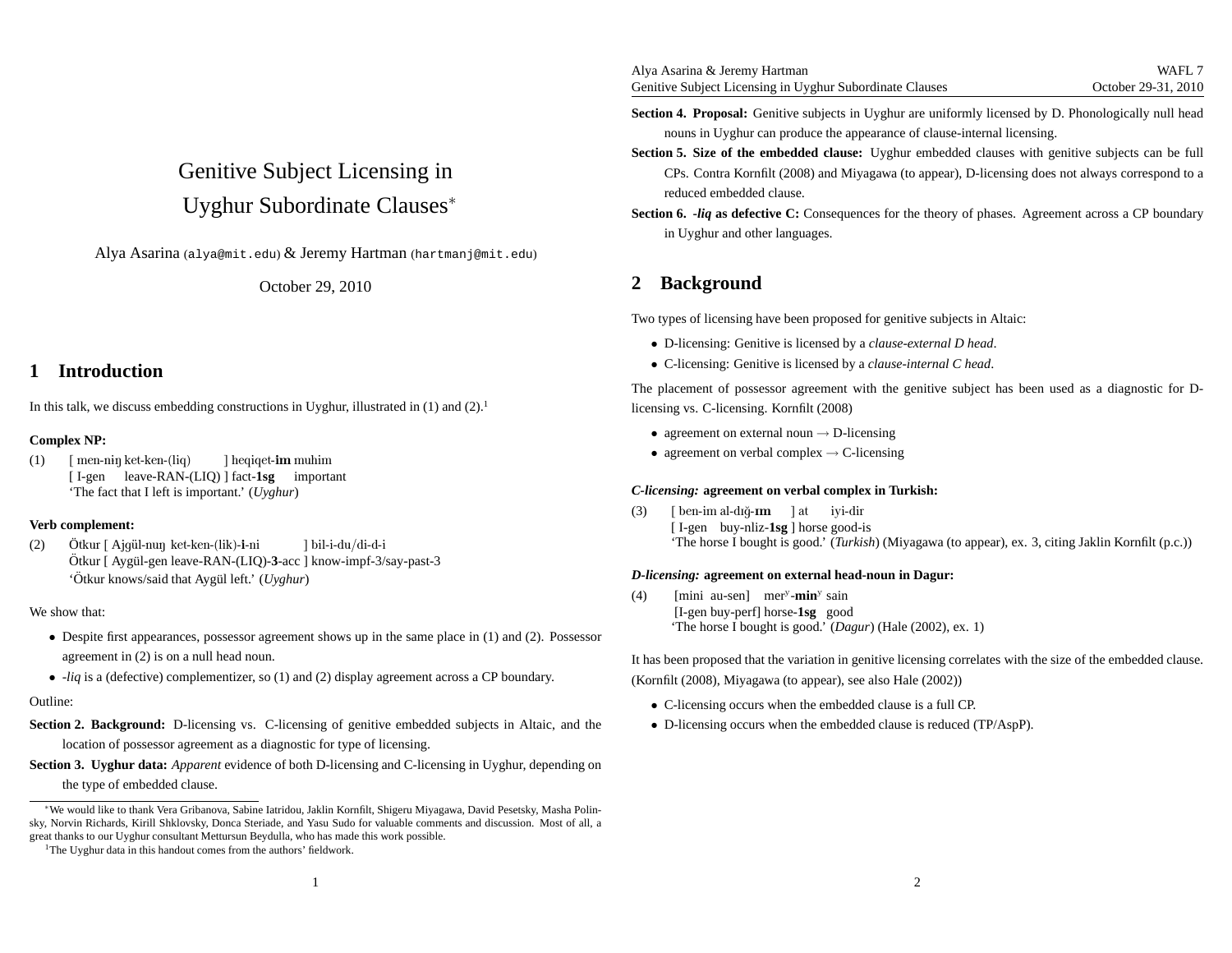# Genitive Subject Licensing in Uyghur Subordinate Clauses*

Alya Asarina (alya@mit.edu) & Jeremy Hartman (hartmanj@mit.edu)

October 29, 2010

## 1 Introduction

In this talk, we discuss embedding constructions in Uyghur, illustrated in (1) and (2).[1]

**Complex NP:**

(1) [ men-niŋ ket-ken-(liq) ] heqiqet-**im** muhim
[ I-gen leave-RAN-(LIQ) ] fact-**1sg** important
'The fact that I left is important.' (*Uyghur*)

**Verb complement:**

(2) Ötkur [ Ajgül-nuŋ ket-ken-(lik)-**i**-ni ] bil-i-du/di-d-i
Ötkur [ Aygül-gen leave-RAN-(LIQ)-**3**-acc ] know-impf-3/say-past-3
'Ötkur knows/said that Aygül left.' (*Uyghur*)

We show that:

- Despite first appearances, possessor agreement shows up in the same place in (1) and (2). Possessor agreement in (2) is on a null head noun.
- *-liq* is a (defective) complementizer, so (1) and (2) display agreement across a CP boundary.

Outline:

**Section 2. Background:** D-licensing vs. C-licensing of genitive embedded subjects in Altaic, and the location of possessor agreement as a diagnostic for type of licensing.

**Section 3. Uyghur data:** *Apparent* evidence of both D-licensing and C-licensing in Uyghur, depending on the type of embedded clause.

**Section 4. Proposal:** Genitive subjects in Uyghur are uniformly licensed by D. Phonologically null head nouns in Uyghur can produce the appearance of clause-internal licensing.

**Section 5. Size of the embedded clause:** Uyghur embedded clauses with genitive subjects can be full CPs. Contra Kornfilt (2008) and Miyagawa (to appear), D-licensing does not always correspond to a reduced embedded clause.

**Section 6. *-liq* as defective C:** Consequences for the theory of phases. Agreement across a CP boundary in Uyghur and other languages.

## 2 Background

Two types of licensing have been proposed for genitive subjects in Altaic:

- D-licensing: Genitive is licensed by a *clause-external D head*.
- C-licensing: Genitive is licensed by a *clause-internal C head*.

The placement of possessor agreement with the genitive subject has been used as a diagnostic for D-licensing vs. C-licensing. Kornfilt (2008)

- agreement on external noun → D-licensing
- agreement on verbal complex → C-licensing

***C-licensing:* agreement on verbal complex in Turkish:**

(3) [ ben-im al-dığ-**ım** ] at iyi-dir
[ I-gen buy-nliz-**1sg** ] horse good-is
'The horse I bought is good.' (*Turkish*) (Miyagawa (to appear), ex. 3, citing Jaklin Kornfilt (p.c.))

***D-licensing:* agreement on external head-noun in Dagur:**

(4) [mini au-sen] mer$^{y}$-**min**$^{y}$ sain
[I-gen buy-perf] horse-**1sg** good
'The horse I bought is good.' (*Dagur*) (Hale (2002), ex. 1)

It has been proposed that the variation in genitive licensing correlates with the size of the embedded clause. (Kornfilt (2008), Miyagawa (to appear), see also Hale (2002))

- C-licensing occurs when the embedded clause is a full CP.
- D-licensing occurs when the embedded clause is reduced (TP/AspP).

---

*We would like to thank Vera Gribanova, Sabine Iatridou, Jaklin Kornfilt, Shigeru Miyagawa, David Pesetsky, Masha Polinsky, Norvin Richards, Kirill Shklovsky, Donca Steriade, and Yasu Sudo for valuable comments and discussion. Most of all, a great thanks to our Uyghur consultant Mettursun Beydulla, who has made this work possible.

[1] The Uyghur data in this handout comes from the authors' fieldwork.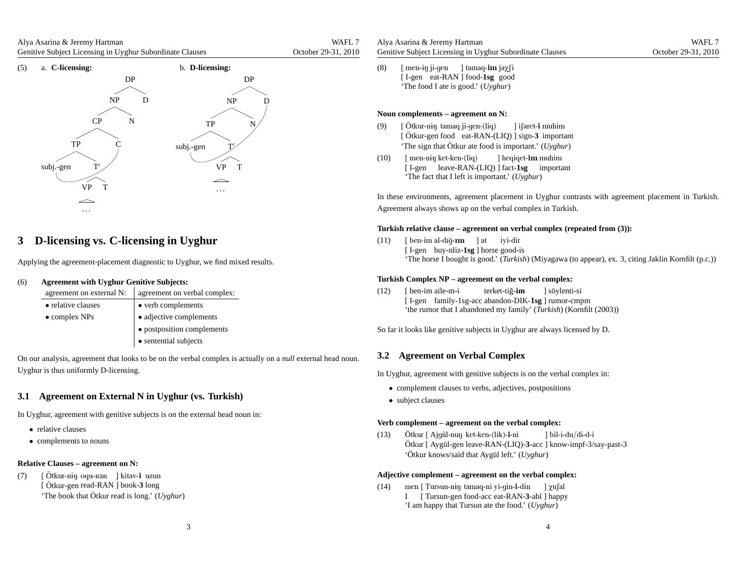(5) a. **C-licensing:**

```
            DP
           /  \
         NP    D
        /  \
      CP    N
     /  \
   TP    C
  /  \
subj.-gen  T′
          /  \
        VP    T
        ...
```

b. **D-licensing:**

```
            DP
           /  \
         NP    D
        /  \
      TP    N
     /  \
subj.-gen  T′
          /  \
        VP    T
        ...
```

## 3 D-licensing vs. C-licensing in Uyghur

Applying the agreement-placement diagnostic to Uyghur, we find mixed results.

(6) **Agreement with Uyghur Genitive Subjects:**

| agreement on external N: | agreement on verbal complex: |
|---|---|
| • relative clauses | • verb complements |
| • complex NPs | • adjective complements |
| | • postposition complements |
| | • sentential subjects |

On our analysis, agreement that looks to be on the verbal complex is actually on a *null* external head noun. Uyghur is thus uniformly D-licensing.

### 3.1 Agreement on External N in Uyghur (vs. Turkish)

In Uyghur, agreement with genitive subjects is on the external head noun in:

- relative clauses
- complements to nouns

**Relative Clauses – agreement on N:**

(7) [ Ötkur-niŋ oqu-ʁan ] kitav-**i** uzun
[ Ötkur-gen read-RAN ] book-**3** long
'The book that Ötkur read is long.' (*Uyghur*)

(8) [ men-iŋ ji-gen ] tamaq-**im** jaχʃi
[ I-gen eat-RAN ] food-**1sg** good
'The food I ate is good.' (*Uyghur*)

**Noun complements – agreement on N:**

(9) [ Ötkur-niŋ tamaq ji-gen-(liq) ] iʃaret-**i** muhim
[ Ötkur-gen food eat-RAN-(LIQ) ] sign-**3** important
'The sign that Ötkur ate food is important.' (*Uyghur*)

(10) [ men-niŋ ket-ken-(liq) ] heqiqet-**im** muhim
[ I-gen leave-RAN-(LIQ) ] fact-**1sg** important
'The fact that I left is important.' (*Uyghur*)

In these environments, agreement placement in Uyghur contrasts with agreement placement in Turkish. Agreement always shows up on the verbal complex in Turkish.

**Turkish relative clause – agreement on verbal complex (repeated from (3)):**

(11) [ ben-im al-dığ-**ım** ] at iyi-dir
[ I-gen buy-nliz-**1sg** ] horse good-is
'The horse I bought is good.' (*Turkish*) (Miyagawa (to appear), ex. 3, citing Jaklin Kornfilt (p.c.))

**Turkish Complex NP – agreement on the verbal complex:**

(12) [ ben-im aile-m-i terket-tiğ-**im** ] söylenti-si
[ I-gen family-1sg-acc abandon-DIK-**1sg** ] rumor-cmpm
'the rumor that I abandoned my family' (*Turkish*) (Kornfilt (2003))

So far it looks like genitive subjects in Uyghur are always licensed by D.

### 3.2 Agreement on Verbal Complex

In Uyghur, agreement with genitive subjects is on the verbal complex in:

- complement clauses to verbs, adjectives, postpositions
- subject clauses

**Verb complement – agreement on the verbal complex:**

(13) Ötkur [ Ajgül-nuŋ ket-ken-(lik)-**i**-ni ] bil-i-du/di-d-i
Ötkur [ Aygül-gen leave-RAN-(LIQ)-**3**-acc ] know-impf-3/say-past-3
'Ötkur knows/said that Aygül left.' (*Uyghur*)

**Adjective complement – agreement on the verbal complex:**

(14) men [ Tursun-niŋ tamaq-ni yi-gin-**i**-din ] χuʃal
I [ Tursun-gen food-acc eat-RAN-**3**-abl ] happy
'I am happy that Tursun ate the food.' (*Uyghur*)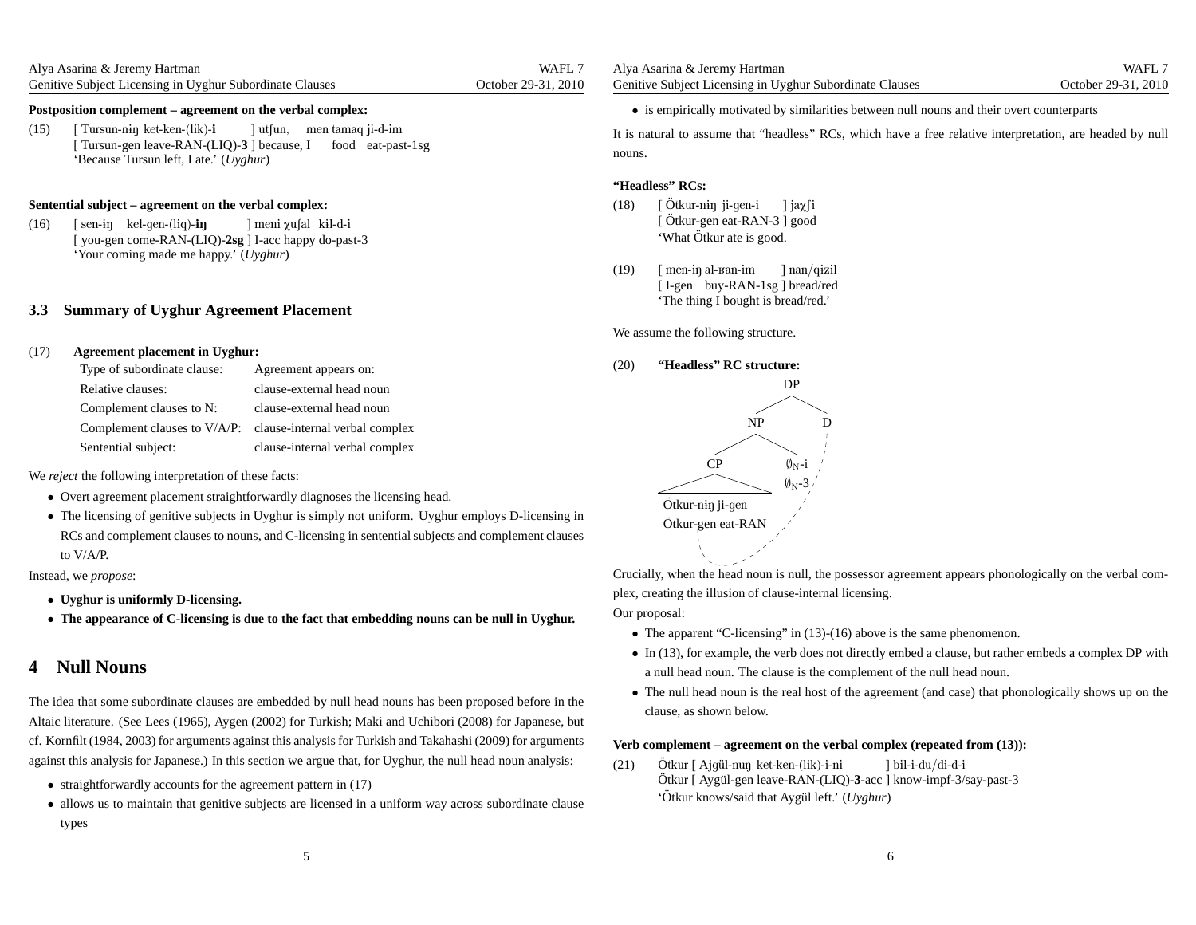**Postposition complement – agreement on the verbal complex:**

(15) [ Tursun-niŋ ket-ken-(lik)-**i** ] utʃun, men tamaq ji-d-im
[ Tursun-gen leave-RAN-(LIQ)-**3** ] because, I food eat-past-1sg
'Because Tursun left, I ate.' (*Uyghur*)

**Sentential subject – agreement on the verbal complex:**

(16) [ sen-iŋ kel-gen-(liq)-**iŋ** ] meni χuʃal kil-d-i
[ you-gen come-RAN-(LIQ)-**2sg** ] I-acc happy do-past-3
'Your coming made me happy.' (*Uyghur*)

## 3.3 Summary of Uyghur Agreement Placement

(17) **Agreement placement in Uyghur:**

| Type of subordinate clause: | Agreement appears on: |
|---|---|
| Relative clauses: | clause-external head noun |
| Complement clauses to N: | clause-external head noun |
| Complement clauses to V/A/P: | clause-internal verbal complex |
| Sentential subject: | clause-internal verbal complex |

We *reject* the following interpretation of these facts:

- Overt agreement placement straightforwardly diagnoses the licensing head.
- The licensing of genitive subjects in Uyghur is simply not uniform. Uyghur employs D-licensing in RCs and complement clauses to nouns, and C-licensing in sentential subjects and complement clauses to V/A/P.

Instead, we *propose*:

- **Uyghur is uniformly D-licensing.**
- **The appearance of C-licensing is due to the fact that embedding nouns can be null in Uyghur.**

# 4 Null Nouns

The idea that some subordinate clauses are embedded by null head nouns has been proposed before in the Altaic literature. (See Lees (1965), Aygen (2002) for Turkish; Maki and Uchibori (2008) for Japanese, but cf. Kornfilt (1984, 2003) for arguments against this analysis for Turkish and Takahashi (2009) for arguments against this analysis for Japanese.) In this section we argue that, for Uyghur, the null head noun analysis:

- straightforwardly accounts for the agreement pattern in (17)
- allows us to maintain that genitive subjects are licensed in a uniform way across subordinate clause types
- is empirically motivated by similarities between null nouns and their overt counterparts

It is natural to assume that "headless" RCs, which have a free relative interpretation, are headed by null nouns.

**"Headless" RCs:**

(18) [ Ötkur-niŋ ji-gen-i ] jaχʃi
[ Ötkur-gen eat-RAN-3 ] good
'What Ötkur ate is good.'

(19) [ men-iŋ al-ʁan-im ] nan/qizil
[ I-gen buy-RAN-1sg ] bread/red
'The thing I bought is bread/red.'

We assume the following structure.

(20) **"Headless" RC structure:**

```
              DP
            /    \
          NP      D
        /    \
      CP      ∅N-i
      /\      ∅N-3
 Ötkur-niŋ ji-gen
 Ötkur-gen eat-RAN
```

Crucially, when the head noun is null, the possessor agreement appears phonologically on the verbal complex, creating the illusion of clause-internal licensing.

Our proposal:

- The apparent "C-licensing" in (13)-(16) above is the same phenomenon.
- In (13), for example, the verb does not directly embed a clause, but rather embeds a complex DP with a null head noun. The clause is the complement of the null head noun.
- The null head noun is the real host of the agreement (and case) that phonologically shows up on the clause, as shown below.

**Verb complement – agreement on the verbal complex (repeated from (13)):**

(21) Ötkur [ Ajgül-nuŋ ket-ken-(lik)-i-ni ] bil-i-du/di-d-i
Ötkur [ Aygül-gen leave-RAN-(LIQ)-**3**-acc ] know-impf-3/say-past-3
'Ötkur knows/said that Aygül left.' (*Uyghur*)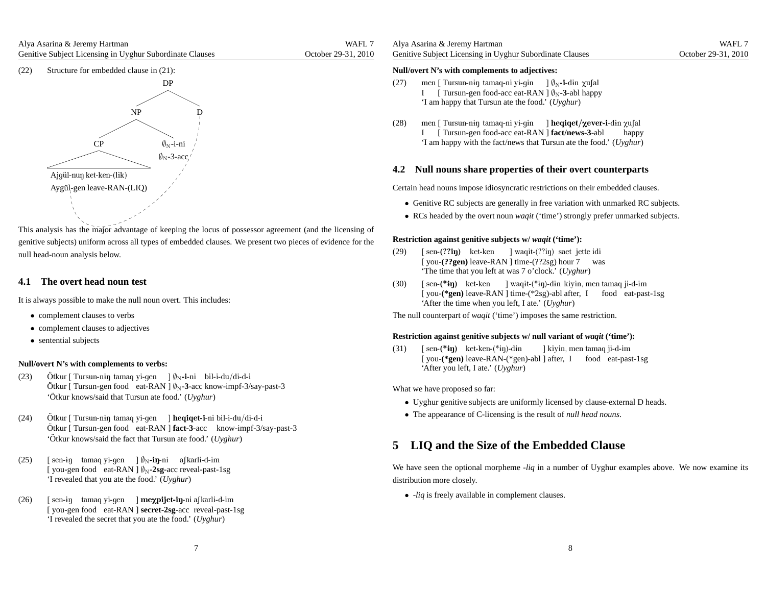(22) Structure for embedded clause in (21):

```
                DP
              /    \
            NP      D
          /    \
        CP      ∅N-i-ni
       /  \     ∅N-3-acc
Ajgül-nuŋ ket-ken-(lik)
Aygül-gen leave-RAN-(LIQ)
```

This analysis has the major advantage of keeping the locus of possessor agreement (and the licensing of genitive subjects) uniform across all types of embedded clauses. We present two pieces of evidence for the null head-noun analysis below.

## 4.1 The overt head noun test

It is always possible to make the null noun overt. This includes:

- complement clauses to verbs
- complement clauses to adjectives
- sentential subjects

**Null/overt N's with complements to verbs:**

(23) Ötkur [ Tursun-niŋ tamaq yi-gen ] $\emptyset_N$**-i**-ni bil-i-du/di-d-i
Ötkur [ Tursun-gen food eat-RAN ] $\emptyset_N$**-3**-acc know-impf-3/say-past-3
'Ötkur knows/said that Tursun ate food.' (*Uyghur*)

(24) Ötkur [ Tursun-niŋ tamaq yi-gen ] **heqiqet-i**-ni bil-i-du/di-d-i
Ötkur [ Tursun-gen food eat-RAN ] **fact-3**-acc know-impf-3/say-past-3
'Ötkur knows/said the fact that Tursun ate food.' (*Uyghur*)

(25) [ sen-iŋ tamaq yi-gen ] $\emptyset_N$**-iŋ**-ni aʃkarli-d-im
[ you-gen food eat-RAN ] $\emptyset_N$**-2sg**-acc reveal-past-1sg
'I revealed that you ate the food.' (*Uyghur*)

(26) [ sen-iŋ tamaq yi-gen ] **meχpijet-iŋ**-ni aʃkarli-d-im
[ you-gen food eat-RAN ] **secret-2sg**-acc reveal-past-1sg
'I revealed the secret that you ate the food.' (*Uyghur*)

**Null/overt N's with complements to adjectives:**

(27) men [ Tursun-niŋ tamaq-ni yi-gin ] $\emptyset_N$**-i**-din χuʃal
I [ Tursun-gen food-acc eat-RAN ] $\emptyset_N$**-3**-abl happy
'I am happy that Tursun ate the food.' (*Uyghur*)

(28) men [ Tursun-niŋ tamaq-ni yi-gin ] **heqiqet/χever-i**-din χuʃal
I [ Tursun-gen food-acc eat-RAN ] **fact/news-3**-abl happy
'I am happy with the fact/news that Tursun ate the food.' (*Uyghur*)

## 4.2 Null nouns share properties of their overt counterparts

Certain head nouns impose idiosyncratic restrictions on their embedded clauses.

- Genitive RC subjects are generally in free variation with unmarked RC subjects.
- RCs headed by the overt noun *waqit* ('time') strongly prefer unmarked subjects.

**Restriction against genitive subjects w/ *waqit* ('time'):**

(29) [ sen-**(??iŋ)** ket-ken ] waqit-(??iŋ) saet jette idi
[ you-**(??gen)** leave-RAN ] time-(??2sg) hour 7 was
'The time that you left at was 7 o'clock.' (*Uyghur*)

(30) [ sen-**(*iŋ)** ket-ken ] waqit-(*iŋ)-din kiyin, men tamaq ji-d-im
[ you-**(*gen)** leave-RAN ] time-(*2sg)-abl after, I food eat-past-1sg
'After the time when you left, I ate.' (*Uyghur*)

The null counterpart of *waqit* ('time') imposes the same restriction.

**Restriction against genitive subjects w/ null variant of *waqit* ('time'):**

(31) [ sen-**(*iŋ)** ket-ken-(*iŋ)-din ] kiyin, men tamaq ji-d-im
[ you-**(*gen)** leave-RAN-(*gen)-abl ] after, I food eat-past-1sg
'After you left, I ate.' (*Uyghur*)

What we have proposed so far:

- Uyghur genitive subjects are uniformly licensed by clause-external D heads.
- The appearance of C-licensing is the result of *null head nouns*.

# 5 LIQ and the Size of the Embedded Clause

We have seen the optional morpheme *-liq* in a number of Uyghur examples above. We now examine its distribution more closely.

- *-liq* is freely available in complement clauses.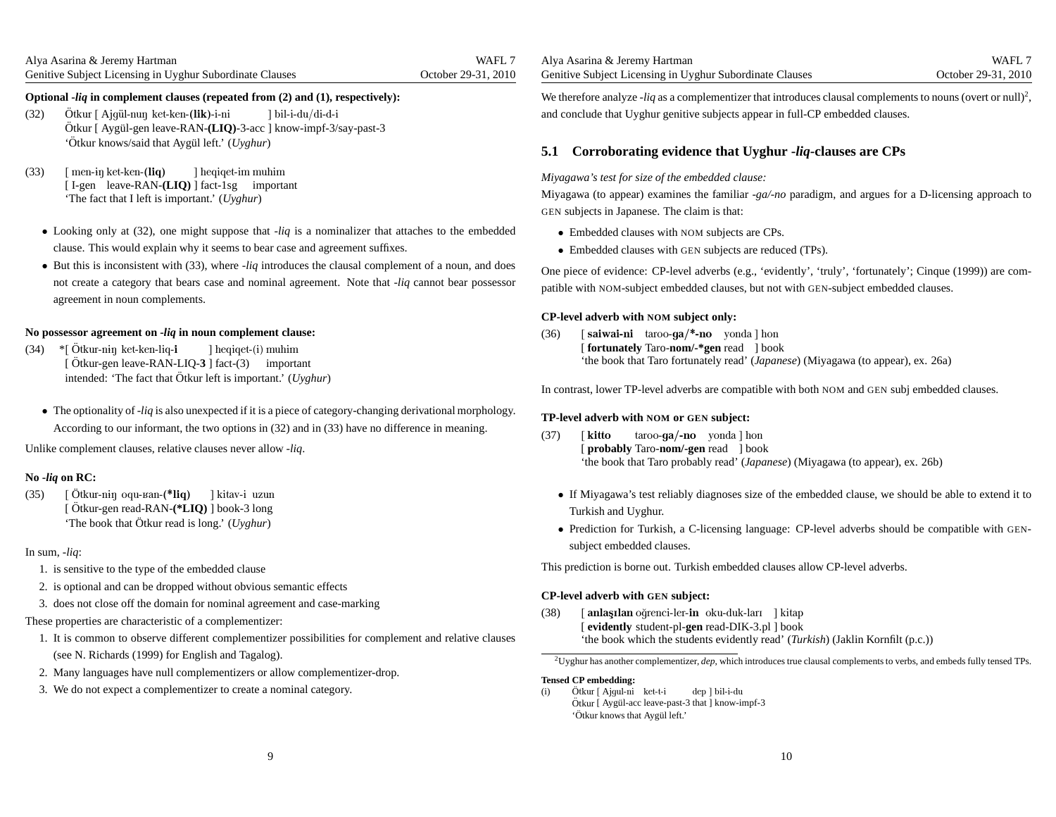**Optional *-liq* in complement clauses (repeated from (2) and (1), respectively):**

(32) Ötkur [ Ajgül-nuŋ ket-ken-(**lik**)-i-ni ] bil-i-du/di-d-i
Ötkur [ Aygül-gen leave-RAN-**(LIQ)**-3-acc ] know-impf-3/say-past-3
'Ötkur knows/said that Aygül left.' (*Uyghur*)

(33) [ men-iŋ ket-ken-(**liq**) ] heqiqet-im muhim
[ I-gen leave-RAN-**(LIQ)** ] fact-1sg important
'The fact that I left is important.' (*Uyghur*)

- Looking only at (32), one might suppose that *-liq* is a nominalizer that attaches to the embedded clause. This would explain why it seems to bear case and agreement suffixes.
- But this is inconsistent with (33), where *-liq* introduces the clausal complement of a noun, and does not create a category that bears case and nominal agreement. Note that *-liq* cannot bear possessor agreement in noun complements.

**No possessor agreement on *-liq* in noun complement clause:**

(34) *[ Ötkur-niŋ ket-ken-liq-**i** ] heqiqet-(i) muhim
[ Ötkur-gen leave-RAN-LIQ-**3** ] fact-(3) important
intended: 'The fact that Ötkur left is important.' (*Uyghur*)

- The optionality of *-liq* is also unexpected if it is a piece of category-changing derivational morphology. According to our informant, the two options in (32) and in (33) have no difference in meaning.

Unlike complement clauses, relative clauses never allow *-liq*.

**No *-liq* on RC:**

(35) [ Ötkur-niŋ oqu-ʁan-(***liq**) ] kitav-i uzun
[ Ötkur-gen read-RAN-**(*LIQ)** ] book-3 long
'The book that Ötkur read is long.' (*Uyghur*)

In sum, *-liq*:

1. is sensitive to the type of the embedded clause
2. is optional and can be dropped without obvious semantic effects
3. does not close off the domain for nominal agreement and case-marking

These properties are characteristic of a complementizer:

1. It is common to observe different complementizer possibilities for complement and relative clauses (see N. Richards (1999) for English and Tagalog).
2. Many languages have null complementizers or allow complementizer-drop.
3. We do not expect a complementizer to create a nominal category.

We therefore analyze *-liq* as a complementizer that introduces clausal complements to nouns (overt or null)[2], and conclude that Uyghur genitive subjects appear in full-CP embedded clauses.

## 5.1 Corroborating evidence that Uyghur *-liq*-clauses are CPs

*Miyagawa's test for size of the embedded clause:*

Miyagawa (to appear) examines the familiar *-ga/-no* paradigm, and argues for a D-licensing approach to GEN subjects in Japanese. The claim is that:

- Embedded clauses with NOM subjects are CPs.
- Embedded clauses with GEN subjects are reduced (TPs).

One piece of evidence: CP-level adverbs (e.g., 'evidently', 'truly', 'fortunately'; Cinque (1999)) are compatible with NOM-subject embedded clauses, but not with GEN-subject embedded clauses.

**CP-level adverb with NOM subject only:**

(36) [ **saiwai-ni** taroo-**ga/*-no** yonda ] hon
[ **fortunately** Taro-**nom/-*gen** read ] book
'the book that Taro fortunately read' (*Japanese*) (Miyagawa (to appear), ex. 26a)

In contrast, lower TP-level adverbs are compatible with both NOM and GEN subj embedded clauses.

**TP-level adverb with NOM or GEN subject:**

(37) [ **kitto** taroo-**ga/-no** yonda ] hon
[ **probably** Taro-**nom/-gen** read ] book
'the book that Taro probably read' (*Japanese*) (Miyagawa (to appear), ex. 26b)

- If Miyagawa's test reliably diagnoses size of the embedded clause, we should be able to extend it to Turkish and Uyghur.
- Prediction for Turkish, a C-licensing language: CP-level adverbs should be compatible with GEN-subject embedded clauses.

This prediction is borne out. Turkish embedded clauses allow CP-level adverbs.

**CP-level adverb with GEN subject:**

(38) [ **anlaşılan** öğrenci-ler-**in** oku-duk-ları ] kitap
[ **evidently** student-pl-**gen** read-DIK-3.pl ] book
'the book which the students evidently read' (*Turkish*) (Jaklin Kornfilt (p.c.))

---

[2] Uyghur has another complementizer, *dep*, which introduces true clausal complements to verbs, and embeds fully tensed TPs.

**Tensed CP embedding:**

(i) Ötkur [ Ajgul-ni ket-t-i dep ] bil-i-du
Ötkur [ Aygül-acc leave-past-3 that ] know-impf-3
'Ötkur knows that Aygül left.'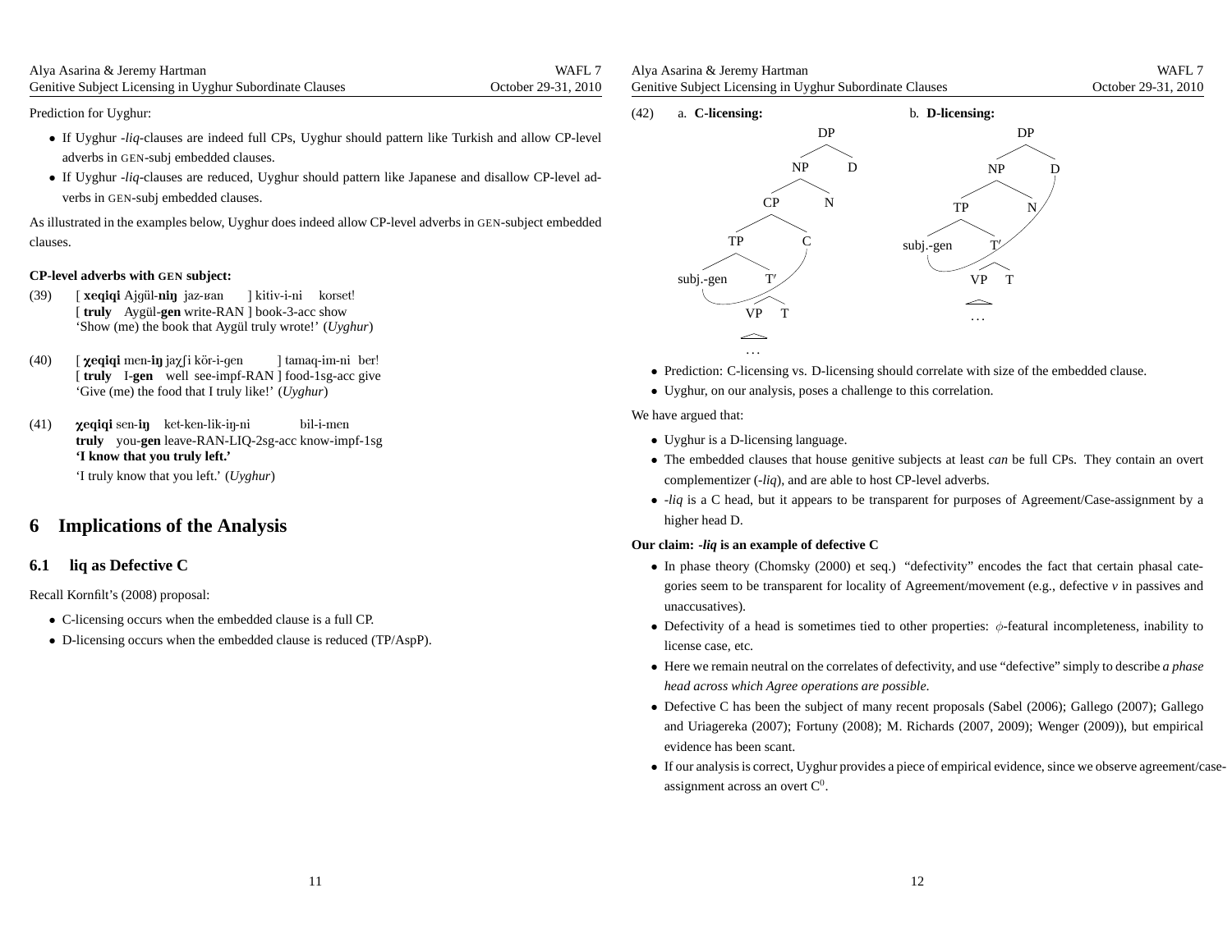Prediction for Uyghur:

- If Uyghur *-liq*-clauses are indeed full CPs, Uyghur should pattern like Turkish and allow CP-level adverbs in GEN-subj embedded clauses.
- If Uyghur *-liq*-clauses are reduced, Uyghur should pattern like Japanese and disallow CP-level adverbs in GEN-subj embedded clauses.

As illustrated in the examples below, Uyghur does indeed allow CP-level adverbs in GEN-subject embedded clauses.

**CP-level adverbs with GEN subject:**

(39) [ **xeqiqi** Ajgül-**niŋ** jaz-ʁan ] kitiv-i-ni korset!
[ **truly** Aygül-**gen** write-RAN ] book-3-acc show
'Show (me) the book that Aygül truly wrote!' (*Uyghur*)

(40) [ **χeqiqi** men-**iŋ** jaχʃi kör-i-gen ] tamaq-im-ni ber!
[ **truly** I-**gen** well see-impf-RAN ] food-1sg-acc give
'Give (me) the food that I truly like!' (*Uyghur*)

(41) **χeqiqi** sen-**iŋ** ket-ken-lik-iŋ-ni bil-i-men
**truly** you-**gen** leave-RAN-LIQ-2sg-acc know-impf-1sg
**'I know that you truly left.'**
'I truly know that you left.' (*Uyghur*)

## 6 Implications of the Analysis

### 6.1 liq as Defective C

Recall Kornfilt's (2008) proposal:

- C-licensing occurs when the embedded clause is a full CP.
- D-licensing occurs when the embedded clause is reduced (TP/AspP).

(42) a. **C-licensing:** [DP [NP [CP [TP subj.-gen [T′ [VP ...] T]] C] N] D] (arrow from C to subj.-gen)

b. **D-licensing:** [DP [NP [TP subj.-gen [T′ [VP ...] T]] N] D] (arrow from D to subj.-gen)

- Prediction: C-licensing vs. D-licensing should correlate with size of the embedded clause.
- Uyghur, on our analysis, poses a challenge to this correlation.

We have argued that:

- Uyghur is a D-licensing language.
- The embedded clauses that house genitive subjects at least *can* be full CPs. They contain an overt complementizer (*-liq*), and are able to host CP-level adverbs.
- *-liq* is a C head, but it appears to be transparent for purposes of Agreement/Case-assignment by a higher head D.

**Our claim: *-liq* is an example of defective C**

- In phase theory (Chomsky (2000) et seq.) "defectivity" encodes the fact that certain phasal categories seem to be transparent for locality of Agreement/movement (e.g., defective *v* in passives and unaccusatives).
- Defectivity of a head is sometimes tied to other properties: $\phi$-featural incompleteness, inability to license case, etc.
- Here we remain neutral on the correlates of defectivity, and use "defective" simply to describe *a phase head across which Agree operations are possible*.
- Defective C has been the subject of many recent proposals (Sabel (2006); Gallego (2007); Gallego and Uriagereka (2007); Fortuny (2008); M. Richards (2007, 2009); Wenger (2009)), but empirical evidence has been scant.
- If our analysis is correct, Uyghur provides a piece of empirical evidence, since we observe agreement/case-assignment across an overt $C^0$.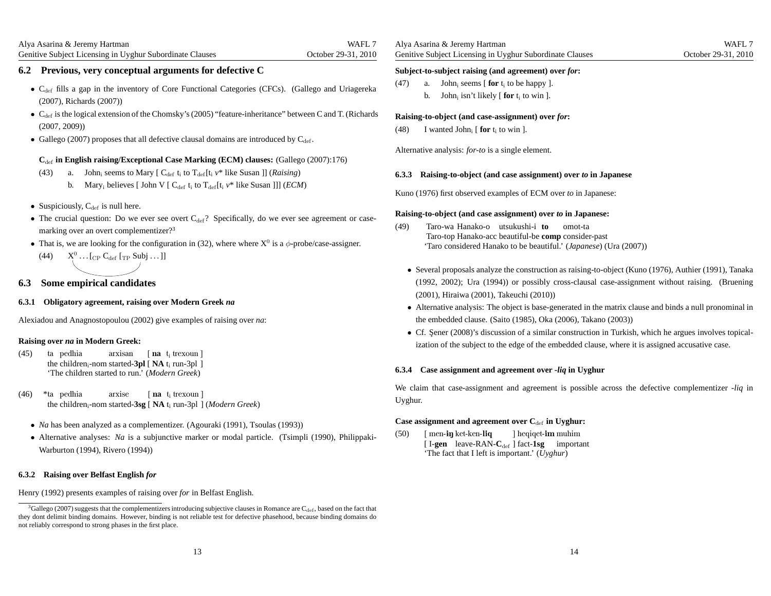## 6.2 Previous, very conceptual arguments for defective C

- $C_{def}$ fills a gap in the inventory of Core Functional Categories (CFCs). (Gallego and Uriagereka (2007), Richards (2007))
- $C_{def}$ is the logical extension of the Chomsky's (2005) "feature-inheritance" between C and T. (Richards (2007, 2009))
- Gallego (2007) proposes that all defective clausal domains are introduced by $C_{def}$.

**$C_{def}$ in English raising/Exceptional Case Marking (ECM) clauses:** (Gallego (2007):176)

(43) a. John$_i$ seems to Mary [ $C_{def}$ t$_i$ to $T_{def}$[t$_i$ *v*\* like Susan ]] (*Raising*)
 b. Mary$_i$ believes [ John V [ $C_{def}$ t$_i$ to $T_{def}$[t$_i$ *v*\* like Susan ]]] (*ECM*)

- Suspiciously, $C_{def}$ is null here.
- The crucial question: Do we ever see overt $C_{def}$? Specifically, do we ever see agreement or case-marking over an overt complementizer?[3]
- That is, we are looking for the configuration in (32), where where $X^0$ is a $\phi$-probe/case-assigner.

(44) $X^0 \ldots [_{CP}\ C_{def}\ [_{TP}$ Subj $\ldots$ ]]

## 6.3 Some empirical candidates

### 6.3.1 Obligatory agreement, raising over Modern Greek *na*

Alexiadou and Anagnostopoulou (2002) give examples of raising over *na*:

**Raising over *na* in Modern Greek:**

(45) ta pedhia arxisan [ **na** t$_i$ trexoun ]
 the children$_i$-nom started-**3pl** [ **NA** t$_i$ run-3pl ]
 'The children started to run.' (*Modern Greek*)

(46) \*ta pedhia arxise [ **na** t$_i$ trexoun ]
 the children$_i$-nom started-**3sg** [ **NA** t$_i$ run-3pl ] (*Modern Greek*)

- *Na* has been analyzed as a complementizer. (Agouraki (1991), Tsoulas (1993))
- Alternative analyses: *Na* is a subjunctive marker or modal particle. (Tsimpli (1990), Philippaki-Warburton (1994), Rivero (1994))

### 6.3.2 Raising over Belfast English *for*

Henry (1992) presents examples of raising over *for* in Belfast English.

**Subject-to-subject raising (and agreement) over *for*:**

(47) a. John$_i$ seems [ **for** t$_i$ to be happy ].
 b. John$_i$ isn't likely [ **for** t$_i$ to win ].

**Raising-to-object (and case-assignment) over *for*:**

(48) I wanted John$_i$ [ **for** t$_i$ to win ].

Alternative analysis: *for-to* is a single element.

### 6.3.3 Raising-to-object (and case assignment) over *to* in Japanese

Kuno (1976) first observed examples of ECM over *to* in Japanese:

**Raising-to-object (and case assignment) over *to* in Japanese:**

(49) Taro-wa Hanako-o utsukushi-i **to** omot-ta
 Taro-top Hanako-acc beautiful-be **comp** consider-past
 'Taro considered Hanako to be beautiful.' (*Japanese*) (Ura (2007))

- Several proposals analyze the construction as raising-to-object (Kuno (1976), Authier (1991), Tanaka (1992, 2002); Ura (1994)) or possibly cross-clausal case-assignment without raising. (Bruening (2001), Hiraiwa (2001), Takeuchi (2010))
- Alternative analysis: The object is base-generated in the matrix clause and binds a null pronominal in the embedded clause. (Saito (1985), Oka (2006), Takano (2003))
- Cf. Şener (2008)'s discussion of a similar construction in Turkish, which he argues involves topicalization of the subject to the edge of the embedded clause, where it is assigned accusative case.

### 6.3.4 Case assignment and agreement over *-liq* in Uyghur

We claim that case-assignment and agreement is possible across the defective complementizer *-liq* in Uyghur.

**Case assignment and agreement over $C_{def}$ in Uyghur:**

(50) [ men-**iŋ** ket-ken-**liq** ] heqiqet-**im** muhim
 [ I-**gen** leave-RAN-**$C_{def}$** ] fact-**1sg** important
 'The fact that I left is important.' (*Uyghur*)

---

[3] Gallego (2007) suggests that the complementizers introducing subjective clauses in Romance are $C_{def}$, based on the fact that they dont delimit binding domains. However, binding is not reliable test for defective phasehood, because binding domains do not reliably correspond to strong phases in the first place.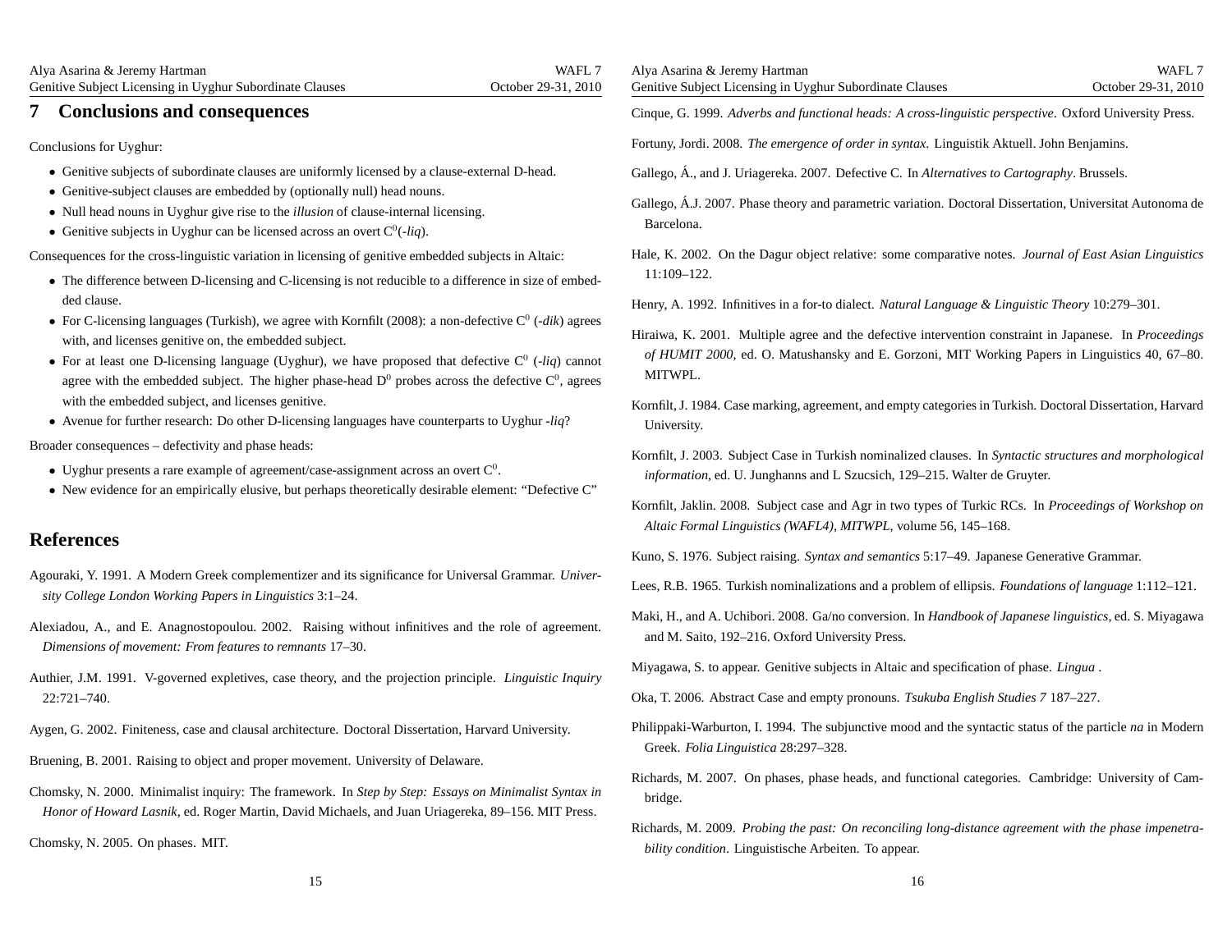## 7 Conclusions and consequences

Conclusions for Uyghur:

- Genitive subjects of subordinate clauses are uniformly licensed by a clause-external D-head.
- Genitive-subject clauses are embedded by (optionally null) head nouns.
- Null head nouns in Uyghur give rise to the *illusion* of clause-internal licensing.
- Genitive subjects in Uyghur can be licensed across an overt $C^0$(-*liq*).

Consequences for the cross-linguistic variation in licensing of genitive embedded subjects in Altaic:

- The difference between D-licensing and C-licensing is not reducible to a difference in size of embedded clause.
- For C-licensing languages (Turkish), we agree with Kornfilt (2008): a non-defective $C^0$ (-*dik*) agrees with, and licenses genitive on, the embedded subject.
- For at least one D-licensing language (Uyghur), we have proposed that defective $C^0$ (-*liq*) cannot agree with the embedded subject. The higher phase-head $D^0$ probes across the defective $C^0$, agrees with the embedded subject, and licenses genitive.
- Avenue for further research: Do other D-licensing languages have counterparts to Uyghur -*liq*?

Broader consequences – defectivity and phase heads:

- Uyghur presents a rare example of agreement/case-assignment across an overt $C^0$.
- New evidence for an empirically elusive, but perhaps theoretically desirable element: "Defective C"

## References

Agouraki, Y. 1991. A Modern Greek complementizer and its significance for Universal Grammar. *University College London Working Papers in Linguistics* 3:1–24.

Alexiadou, A., and E. Anagnostopoulou. 2002. Raising without infinitives and the role of agreement. *Dimensions of movement: From features to remnants* 17–30.

Authier, J.M. 1991. V-governed expletives, case theory, and the projection principle. *Linguistic Inquiry* 22:721–740.

Aygen, G. 2002. Finiteness, case and clausal architecture. Doctoral Dissertation, Harvard University.

Bruening, B. 2001. Raising to object and proper movement. University of Delaware.

Chomsky, N. 2000. Minimalist inquiry: The framework. In *Step by Step: Essays on Minimalist Syntax in Honor of Howard Lasnik*, ed. Roger Martin, David Michaels, and Juan Uriagereka, 89–156. MIT Press.

Chomsky, N. 2005. On phases. MIT.

Cinque, G. 1999. *Adverbs and functional heads: A cross-linguistic perspective*. Oxford University Press.

Fortuny, Jordi. 2008. *The emergence of order in syntax*. Linguistik Aktuell. John Benjamins.

Gallego, Á., and J. Uriagereka. 2007. Defective C. In *Alternatives to Cartography*. Brussels.

Gallego, Á.J. 2007. Phase theory and parametric variation. Doctoral Dissertation, Universitat Autonoma de Barcelona.

Hale, K. 2002. On the Dagur object relative: some comparative notes. *Journal of East Asian Linguistics* 11:109–122.

Henry, A. 1992. Infinitives in a for-to dialect. *Natural Language & Linguistic Theory* 10:279–301.

Hiraiwa, K. 2001. Multiple agree and the defective intervention constraint in Japanese. In *Proceedings of HUMIT 2000*, ed. O. Matushansky and E. Gorzoni, MIT Working Papers in Linguistics 40, 67–80. MITWPL.

Kornfilt, J. 1984. Case marking, agreement, and empty categories in Turkish. Doctoral Dissertation, Harvard University.

Kornfilt, J. 2003. Subject Case in Turkish nominalized clauses. In *Syntactic structures and morphological information*, ed. U. Junghanns and L Szucsich, 129–215. Walter de Gruyter.

Kornfilt, Jaklin. 2008. Subject case and Agr in two types of Turkic RCs. In *Proceedings of Workshop on Altaic Formal Linguistics (WAFL4), MITWPL*, volume 56, 145–168.

Kuno, S. 1976. Subject raising. *Syntax and semantics* 5:17–49. Japanese Generative Grammar.

Lees, R.B. 1965. Turkish nominalizations and a problem of ellipsis. *Foundations of language* 1:112–121.

Maki, H., and A. Uchibori. 2008. Ga/no conversion. In *Handbook of Japanese linguistics*, ed. S. Miyagawa and M. Saito, 192–216. Oxford University Press.

Miyagawa, S. to appear. Genitive subjects in Altaic and specification of phase. *Lingua* .

Oka, T. 2006. Abstract Case and empty pronouns. *Tsukuba English Studies 7* 187–227.

Philippaki-Warburton, I. 1994. The subjunctive mood and the syntactic status of the particle *na* in Modern Greek. *Folia Linguistica* 28:297–328.

Richards, M. 2007. On phases, phase heads, and functional categories. Cambridge: University of Cambridge.

Richards, M. 2009. *Probing the past: On reconciling long-distance agreement with the phase impenetrability condition*. Linguistische Arbeiten. To appear.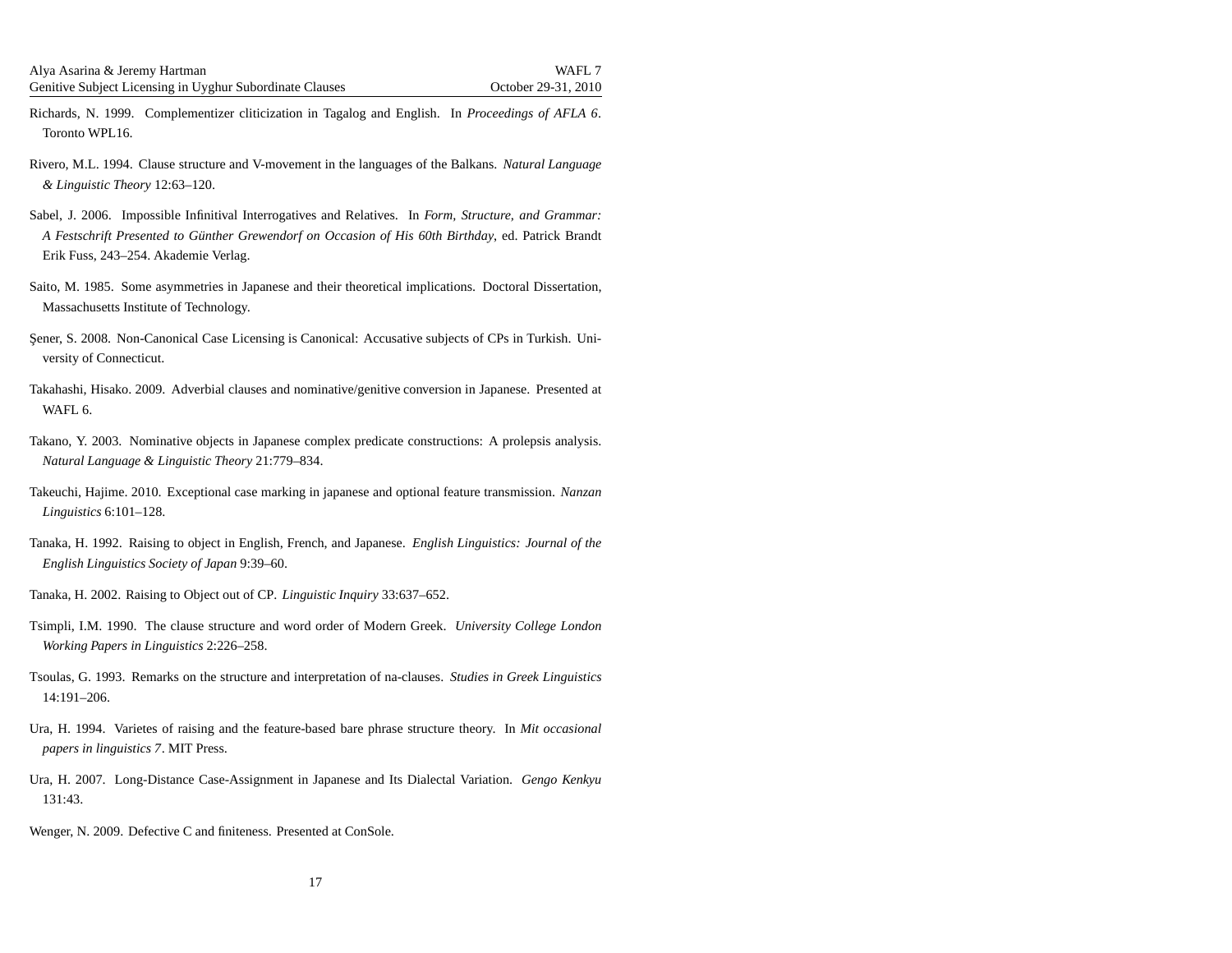Richards, N. 1999. Complementizer cliticization in Tagalog and English. In *Proceedings of AFLA 6*. Toronto WPL16.

Rivero, M.L. 1994. Clause structure and V-movement in the languages of the Balkans. *Natural Language & Linguistic Theory* 12:63–120.

Sabel, J. 2006. Impossible Infinitival Interrogatives and Relatives. In *Form, Structure, and Grammar: A Festschrift Presented to Günther Grewendorf on Occasion of His 60th Birthday*, ed. Patrick Brandt Erik Fuss, 243–254. Akademie Verlag.

Saito, M. 1985. Some asymmetries in Japanese and their theoretical implications. Doctoral Dissertation, Massachusetts Institute of Technology.

Şener, S. 2008. Non-Canonical Case Licensing is Canonical: Accusative subjects of CPs in Turkish. University of Connecticut.

Takahashi, Hisako. 2009. Adverbial clauses and nominative/genitive conversion in Japanese. Presented at WAFL 6.

Takano, Y. 2003. Nominative objects in Japanese complex predicate constructions: A prolepsis analysis. *Natural Language & Linguistic Theory* 21:779–834.

Takeuchi, Hajime. 2010. Exceptional case marking in japanese and optional feature transmission. *Nanzan Linguistics* 6:101–128.

Tanaka, H. 1992. Raising to object in English, French, and Japanese. *English Linguistics: Journal of the English Linguistics Society of Japan* 9:39–60.

Tanaka, H. 2002. Raising to Object out of CP. *Linguistic Inquiry* 33:637–652.

Tsimpli, I.M. 1990. The clause structure and word order of Modern Greek. *University College London Working Papers in Linguistics* 2:226–258.

Tsoulas, G. 1993. Remarks on the structure and interpretation of na-clauses. *Studies in Greek Linguistics* 14:191–206.

Ura, H. 1994. Varietes of raising and the feature-based bare phrase structure theory. In *Mit occasional papers in linguistics 7*. MIT Press.

Ura, H. 2007. Long-Distance Case-Assignment in Japanese and Its Dialectal Variation. *Gengo Kenkyu* 131:43.

Wenger, N. 2009. Defective C and finiteness. Presented at ConSole.